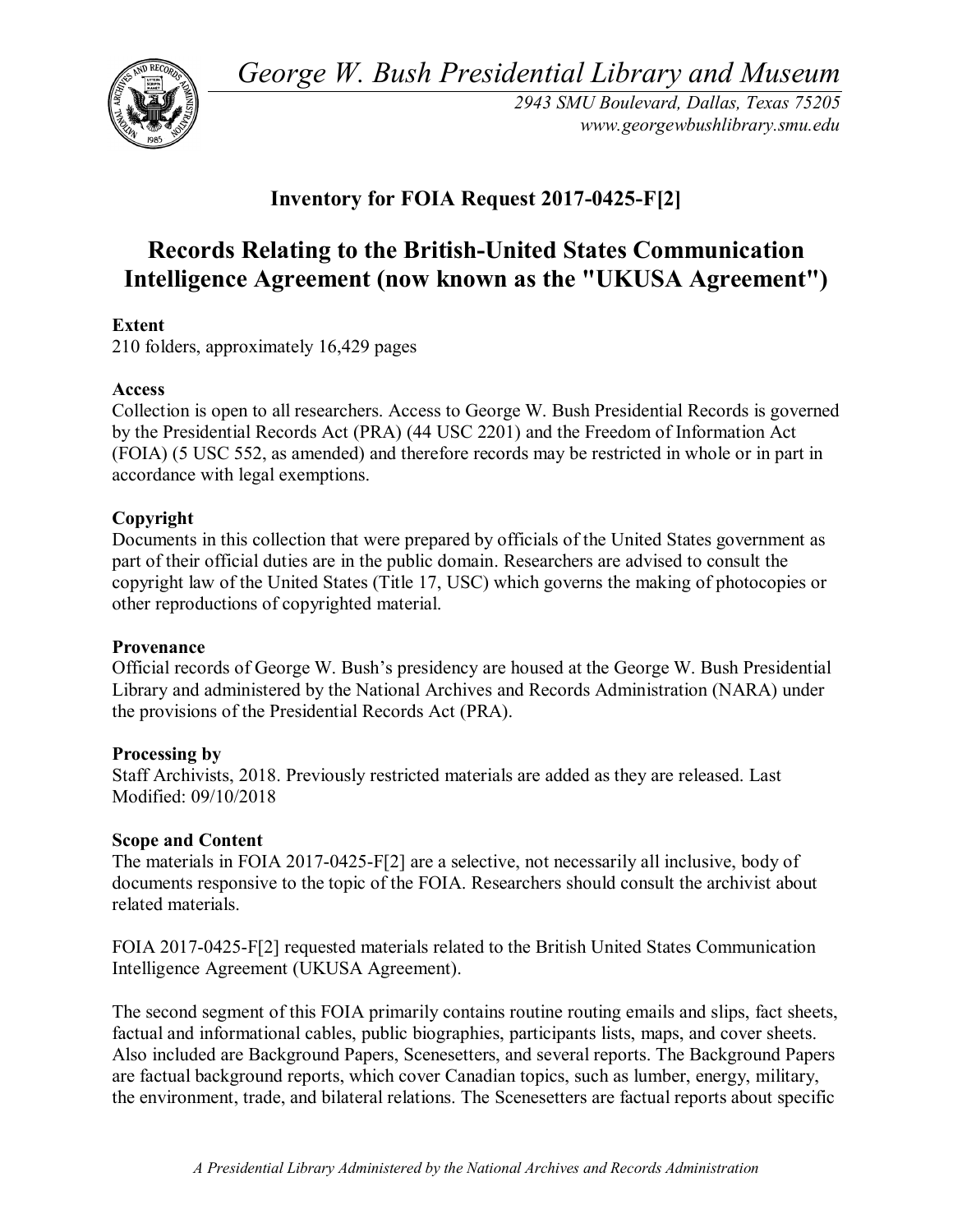*George W. Bush Presidential Library and Museum*

*2943 SMU Boulevard, Dallas, Texas 75205*
*www.georgewbushlibrary.smu.edu*

## Inventory for FOIA Request 2017-0425-F[2]

# Records Relating to the British-United States Communication Intelligence Agreement (now known as the "UKUSA Agreement")

**Extent**
210 folders, approximately 16,429 pages

**Access**
Collection is open to all researchers. Access to George W. Bush Presidential Records is governed by the Presidential Records Act (PRA) (44 USC 2201) and the Freedom of Information Act (FOIA) (5 USC 552, as amended) and therefore records may be restricted in whole or in part in accordance with legal exemptions.

**Copyright**
Documents in this collection that were prepared by officials of the United States government as part of their official duties are in the public domain. Researchers are advised to consult the copyright law of the United States (Title 17, USC) which governs the making of photocopies or other reproductions of copyrighted material.

**Provenance**
Official records of George W. Bush's presidency are housed at the George W. Bush Presidential Library and administered by the National Archives and Records Administration (NARA) under the provisions of the Presidential Records Act (PRA).

**Processing by**
Staff Archivists, 2018. Previously restricted materials are added as they are released. Last Modified: 09/10/2018

**Scope and Content**
The materials in FOIA 2017-0425-F[2] are a selective, not necessarily all inclusive, body of documents responsive to the topic of the FOIA. Researchers should consult the archivist about related materials.

FOIA 2017-0425-F[2] requested materials related to the British United States Communication Intelligence Agreement (UKUSA Agreement).

The second segment of this FOIA primarily contains routine routing emails and slips, fact sheets, factual and informational cables, public biographies, participants lists, maps, and cover sheets. Also included are Background Papers, Scenesetters, and several reports. The Background Papers are factual background reports, which cover Canadian topics, such as lumber, energy, military, the environment, trade, and bilateral relations. The Scenesetters are factual reports about specific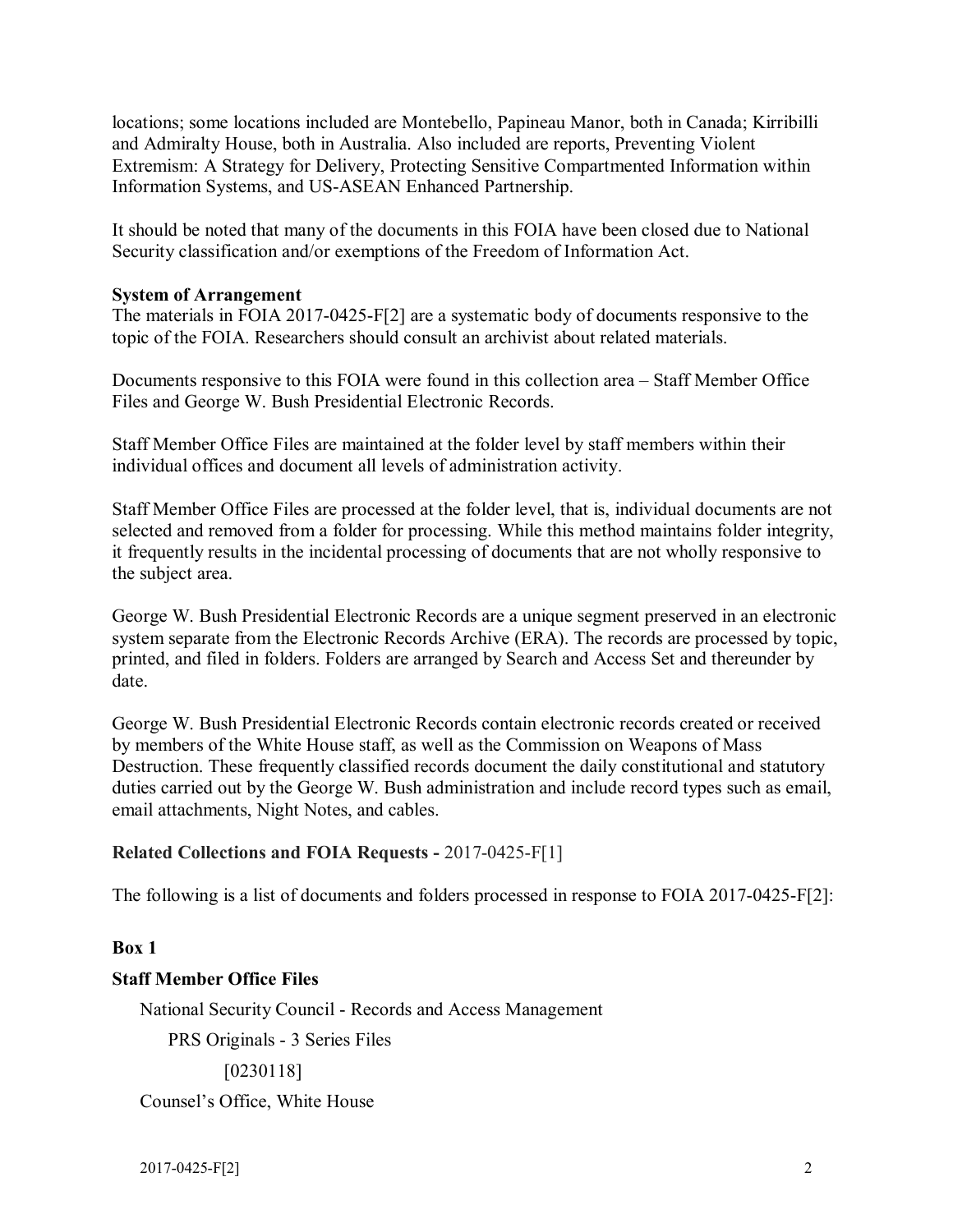locations; some locations included are Montebello, Papineau Manor, both in Canada; Kirribilli and Admiralty House, both in Australia. Also included are reports, Preventing Violent Extremism: A Strategy for Delivery, Protecting Sensitive Compartmented Information within Information Systems, and US-ASEAN Enhanced Partnership.

It should be noted that many of the documents in this FOIA have been closed due to National Security classification and/or exemptions of the Freedom of Information Act.

**System of Arrangement**
The materials in FOIA 2017-0425-F[2] are a systematic body of documents responsive to the topic of the FOIA. Researchers should consult an archivist about related materials.

Documents responsive to this FOIA were found in this collection area – Staff Member Office Files and George W. Bush Presidential Electronic Records.

Staff Member Office Files are maintained at the folder level by staff members within their individual offices and document all levels of administration activity.

Staff Member Office Files are processed at the folder level, that is, individual documents are not selected and removed from a folder for processing. While this method maintains folder integrity, it frequently results in the incidental processing of documents that are not wholly responsive to the subject area.

George W. Bush Presidential Electronic Records are a unique segment preserved in an electronic system separate from the Electronic Records Archive (ERA). The records are processed by topic, printed, and filed in folders. Folders are arranged by Search and Access Set and thereunder by date.

George W. Bush Presidential Electronic Records contain electronic records created or received by members of the White House staff, as well as the Commission on Weapons of Mass Destruction. These frequently classified records document the daily constitutional and statutory duties carried out by the George W. Bush administration and include record types such as email, email attachments, Night Notes, and cables.

**Related Collections and FOIA Requests -** 2017-0425-F[1]

The following is a list of documents and folders processed in response to FOIA 2017-0425-F[2]:

**Box 1**

**Staff Member Office Files**

National Security Council - Records and Access Management

PRS Originals - 3 Series Files

[0230118]

Counsel's Office, White House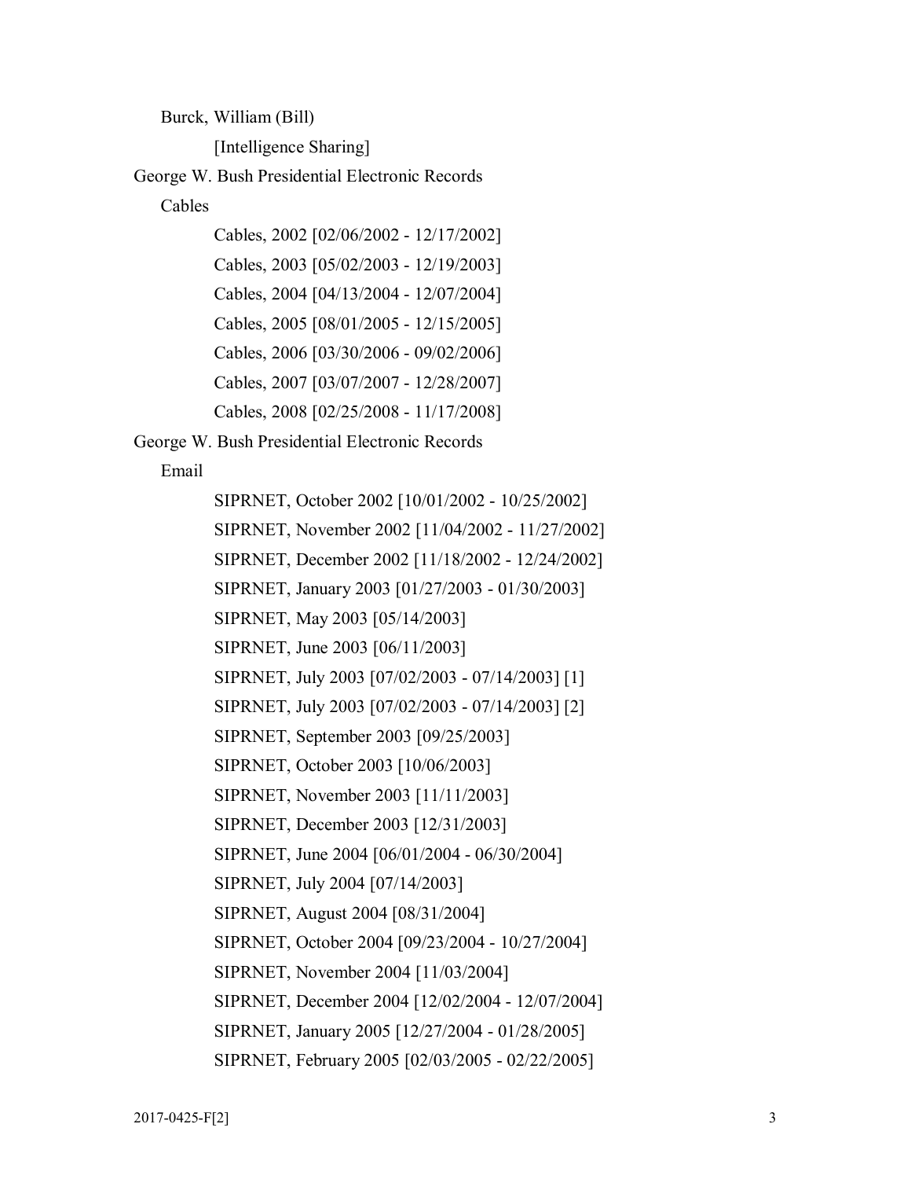Burck, William (Bill)

[Intelligence Sharing]

George W. Bush Presidential Electronic Records

Cables

Cables, 2002 [02/06/2002 - 12/17/2002]

Cables, 2003 [05/02/2003 - 12/19/2003]

Cables, 2004 [04/13/2004 - 12/07/2004]

Cables, 2005 [08/01/2005 - 12/15/2005]

Cables, 2006 [03/30/2006 - 09/02/2006]

Cables, 2007 [03/07/2007 - 12/28/2007]

Cables, 2008 [02/25/2008 - 11/17/2008]

George W. Bush Presidential Electronic Records

Email

SIPRNET, October 2002 [10/01/2002 - 10/25/2002]

SIPRNET, November 2002 [11/04/2002 - 11/27/2002]

SIPRNET, December 2002 [11/18/2002 - 12/24/2002]

SIPRNET, January 2003 [01/27/2003 - 01/30/2003]

SIPRNET, May 2003 [05/14/2003]

SIPRNET, June 2003 [06/11/2003]

SIPRNET, July 2003 [07/02/2003 - 07/14/2003] [1]

SIPRNET, July 2003 [07/02/2003 - 07/14/2003] [2]

SIPRNET, September 2003 [09/25/2003]

SIPRNET, October 2003 [10/06/2003]

SIPRNET, November 2003 [11/11/2003]

SIPRNET, December 2003 [12/31/2003]

SIPRNET, June 2004 [06/01/2004 - 06/30/2004]

SIPRNET, July 2004 [07/14/2003]

SIPRNET, August 2004 [08/31/2004]

SIPRNET, October 2004 [09/23/2004 - 10/27/2004]

SIPRNET, November 2004 [11/03/2004]

SIPRNET, December 2004 [12/02/2004 - 12/07/2004]

SIPRNET, January 2005 [12/27/2004 - 01/28/2005]

SIPRNET, February 2005 [02/03/2005 - 02/22/2005]

2017-0425-F[2]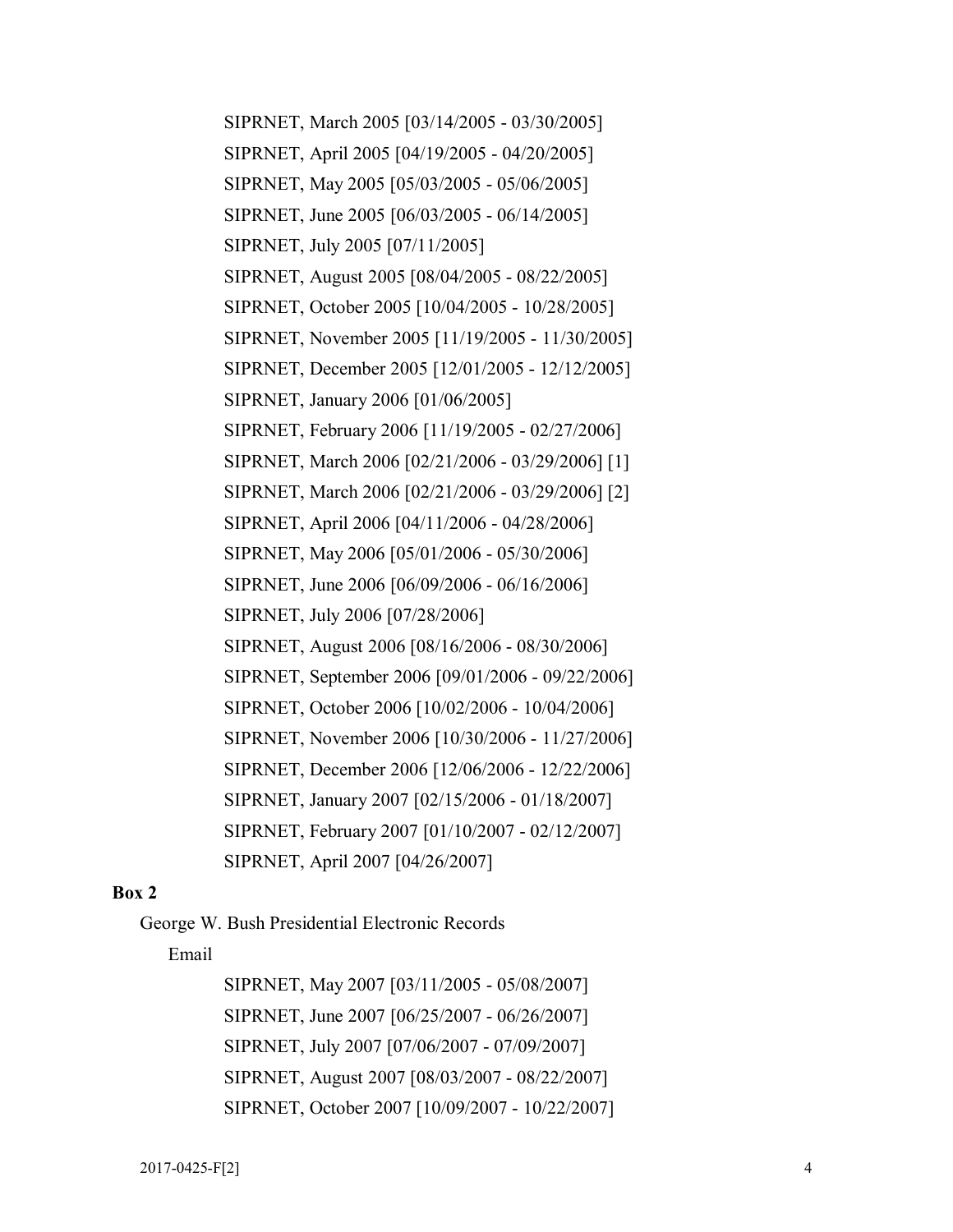SIPRNET, March 2005 [03/14/2005 - 03/30/2005]

SIPRNET, April 2005 [04/19/2005 - 04/20/2005]

SIPRNET, May 2005 [05/03/2005 - 05/06/2005]

SIPRNET, June 2005 [06/03/2005 - 06/14/2005]

SIPRNET, July 2005 [07/11/2005]

SIPRNET, August 2005 [08/04/2005 - 08/22/2005]

SIPRNET, October 2005 [10/04/2005 - 10/28/2005]

SIPRNET, November 2005 [11/19/2005 - 11/30/2005]

SIPRNET, December 2005 [12/01/2005 - 12/12/2005]

SIPRNET, January 2006 [01/06/2005]

SIPRNET, February 2006 [11/19/2005 - 02/27/2006]

SIPRNET, March 2006 [02/21/2006 - 03/29/2006] [1]

SIPRNET, March 2006 [02/21/2006 - 03/29/2006] [2]

SIPRNET, April 2006 [04/11/2006 - 04/28/2006]

SIPRNET, May 2006 [05/01/2006 - 05/30/2006]

SIPRNET, June 2006 [06/09/2006 - 06/16/2006]

SIPRNET, July 2006 [07/28/2006]

SIPRNET, August 2006 [08/16/2006 - 08/30/2006]

SIPRNET, September 2006 [09/01/2006 - 09/22/2006]

SIPRNET, October 2006 [10/02/2006 - 10/04/2006]

SIPRNET, November 2006 [10/30/2006 - 11/27/2006]

SIPRNET, December 2006 [12/06/2006 - 12/22/2006]

SIPRNET, January 2007 [02/15/2006 - 01/18/2007]

SIPRNET, February 2007 [01/10/2007 - 02/12/2007]

SIPRNET, April 2007 [04/26/2007]

**Box 2**

George W. Bush Presidential Electronic Records

Email

SIPRNET, May 2007 [03/11/2005 - 05/08/2007]

SIPRNET, June 2007 [06/25/2007 - 06/26/2007]

SIPRNET, July 2007 [07/06/2007 - 07/09/2007]

SIPRNET, August 2007 [08/03/2007 - 08/22/2007]

SIPRNET, October 2007 [10/09/2007 - 10/22/2007]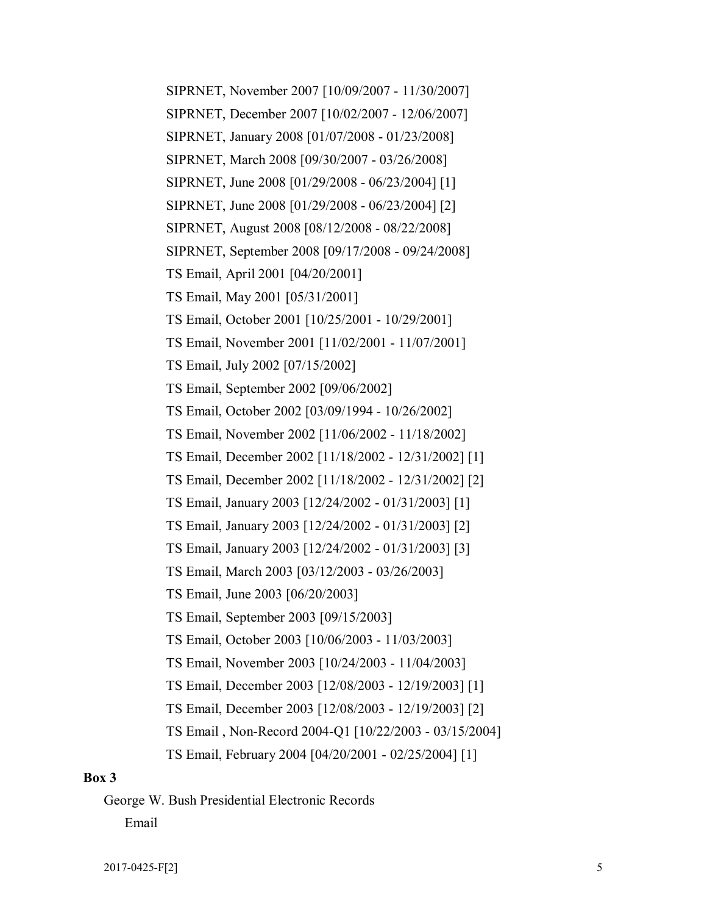SIPRNET, November 2007 [10/09/2007 - 11/30/2007]

SIPRNET, December 2007 [10/02/2007 - 12/06/2007]

SIPRNET, January 2008 [01/07/2008 - 01/23/2008]

SIPRNET, March 2008 [09/30/2007 - 03/26/2008]

SIPRNET, June 2008 [01/29/2008 - 06/23/2004] [1]

SIPRNET, June 2008 [01/29/2008 - 06/23/2004] [2]

SIPRNET, August 2008 [08/12/2008 - 08/22/2008]

SIPRNET, September 2008 [09/17/2008 - 09/24/2008]

TS Email, April 2001 [04/20/2001]

TS Email, May 2001 [05/31/2001]

TS Email, October 2001 [10/25/2001 - 10/29/2001]

TS Email, November 2001 [11/02/2001 - 11/07/2001]

TS Email, July 2002 [07/15/2002]

TS Email, September 2002 [09/06/2002]

TS Email, October 2002 [03/09/1994 - 10/26/2002]

TS Email, November 2002 [11/06/2002 - 11/18/2002]

TS Email, December 2002 [11/18/2002 - 12/31/2002] [1]

TS Email, December 2002 [11/18/2002 - 12/31/2002] [2]

TS Email, January 2003 [12/24/2002 - 01/31/2003] [1]

TS Email, January 2003 [12/24/2002 - 01/31/2003] [2]

TS Email, January 2003 [12/24/2002 - 01/31/2003] [3]

TS Email, March 2003 [03/12/2003 - 03/26/2003]

TS Email, June 2003 [06/20/2003]

TS Email, September 2003 [09/15/2003]

TS Email, October 2003 [10/06/2003 - 11/03/2003]

TS Email, November 2003 [10/24/2003 - 11/04/2003]

TS Email, December 2003 [12/08/2003 - 12/19/2003] [1]

TS Email, December 2003 [12/08/2003 - 12/19/2003] [2]

TS Email , Non-Record 2004-Q1 [10/22/2003 - 03/15/2004]

TS Email, February 2004 [04/20/2001 - 02/25/2004] [1]

**Box 3**

George W. Bush Presidential Electronic Records

Email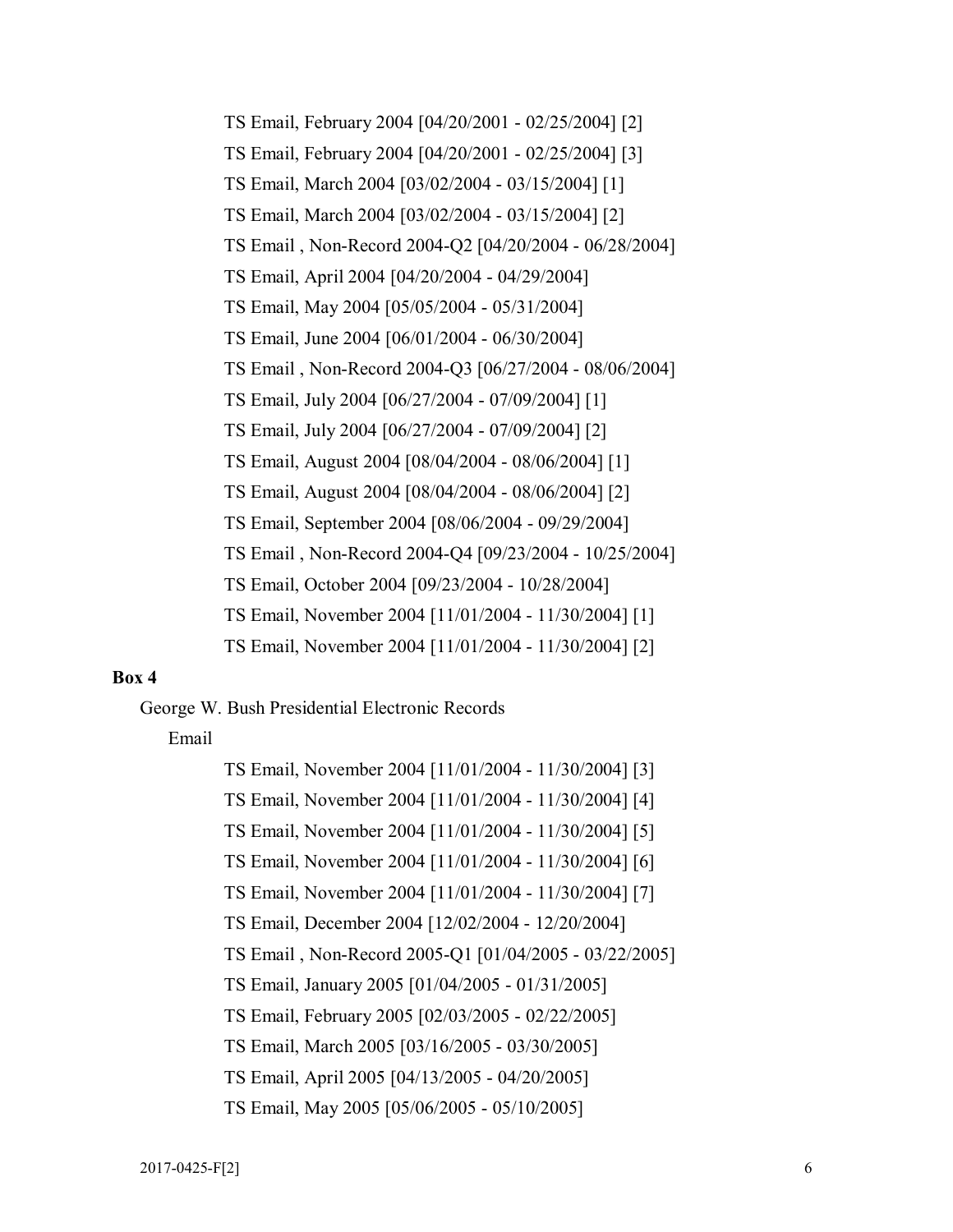TS Email, February 2004 [04/20/2001 - 02/25/2004] [2]

TS Email, February 2004 [04/20/2001 - 02/25/2004] [3]

TS Email, March 2004 [03/02/2004 - 03/15/2004] [1]

TS Email, March 2004 [03/02/2004 - 03/15/2004] [2]

TS Email , Non-Record 2004-Q2 [04/20/2004 - 06/28/2004]

TS Email, April 2004 [04/20/2004 - 04/29/2004]

TS Email, May 2004 [05/05/2004 - 05/31/2004]

TS Email, June 2004 [06/01/2004 - 06/30/2004]

TS Email , Non-Record 2004-Q3 [06/27/2004 - 08/06/2004]

TS Email, July 2004 [06/27/2004 - 07/09/2004] [1]

TS Email, July 2004 [06/27/2004 - 07/09/2004] [2]

TS Email, August 2004 [08/04/2004 - 08/06/2004] [1]

TS Email, August 2004 [08/04/2004 - 08/06/2004] [2]

TS Email, September 2004 [08/06/2004 - 09/29/2004]

TS Email , Non-Record 2004-Q4 [09/23/2004 - 10/25/2004]

TS Email, October 2004 [09/23/2004 - 10/28/2004]

TS Email, November 2004 [11/01/2004 - 11/30/2004] [1]

TS Email, November 2004 [11/01/2004 - 11/30/2004] [2]

**Box 4**

George W. Bush Presidential Electronic Records

Email

TS Email, November 2004 [11/01/2004 - 11/30/2004] [3]

TS Email, November 2004 [11/01/2004 - 11/30/2004] [4]

TS Email, November 2004 [11/01/2004 - 11/30/2004] [5]

TS Email, November 2004 [11/01/2004 - 11/30/2004] [6]

TS Email, November 2004 [11/01/2004 - 11/30/2004] [7]

TS Email, December 2004 [12/02/2004 - 12/20/2004]

TS Email , Non-Record 2005-Q1 [01/04/2005 - 03/22/2005]

TS Email, January 2005 [01/04/2005 - 01/31/2005]

TS Email, February 2005 [02/03/2005 - 02/22/2005]

TS Email, March 2005 [03/16/2005 - 03/30/2005]

TS Email, April 2005 [04/13/2005 - 04/20/2005]

TS Email, May 2005 [05/06/2005 - 05/10/2005]

2017-0425-F[2]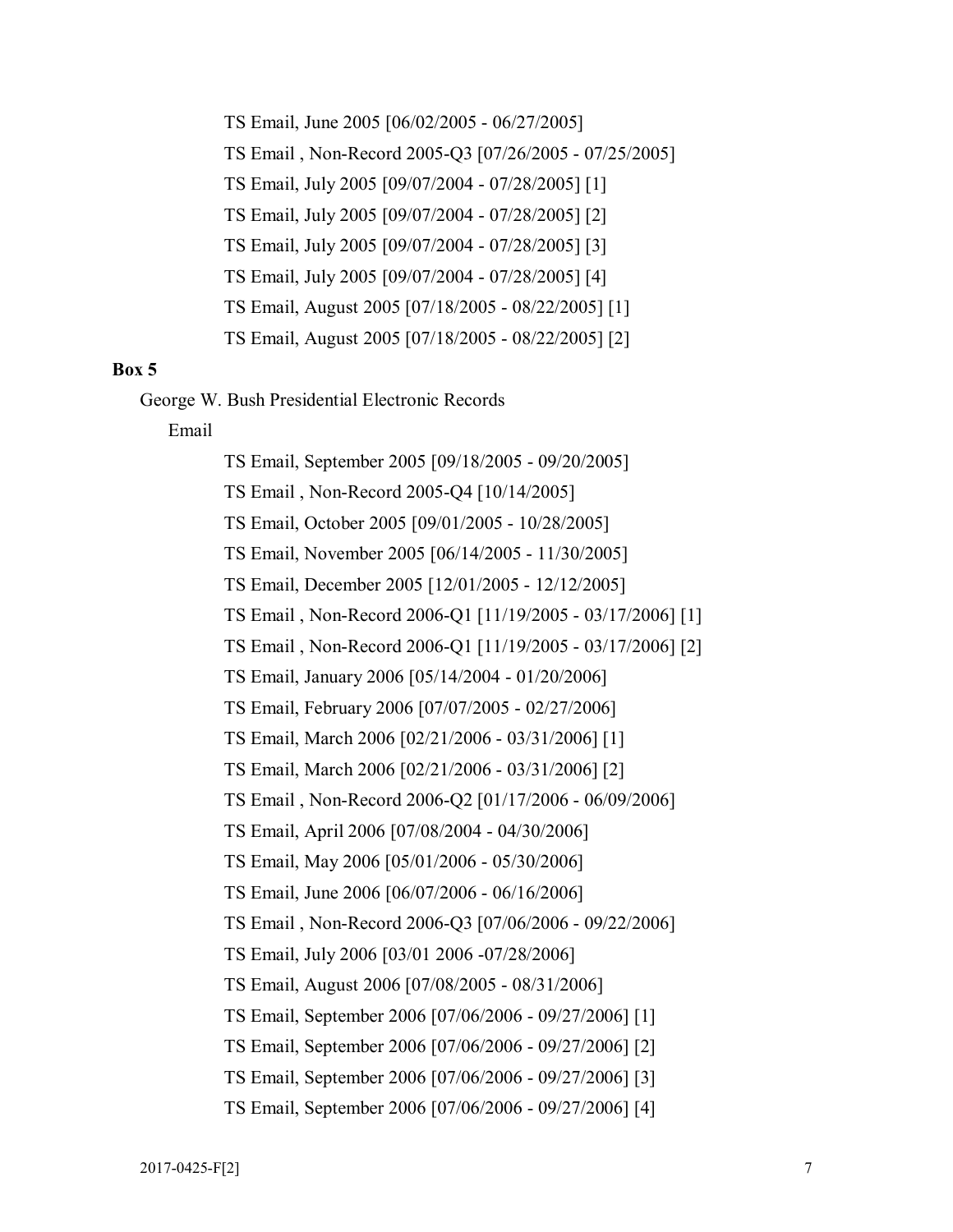TS Email, June 2005 [06/02/2005 - 06/27/2005]

TS Email , Non-Record 2005-Q3 [07/26/2005 - 07/25/2005]

TS Email, July 2005 [09/07/2004 - 07/28/2005] [1]

TS Email, July 2005 [09/07/2004 - 07/28/2005] [2]

TS Email, July 2005 [09/07/2004 - 07/28/2005] [3]

TS Email, July 2005 [09/07/2004 - 07/28/2005] [4]

TS Email, August 2005 [07/18/2005 - 08/22/2005] [1]

TS Email, August 2005 [07/18/2005 - 08/22/2005] [2]

**Box 5**

George W. Bush Presidential Electronic Records

Email

TS Email, September 2005 [09/18/2005 - 09/20/2005]

TS Email , Non-Record 2005-Q4 [10/14/2005]

TS Email, October 2005 [09/01/2005 - 10/28/2005]

TS Email, November 2005 [06/14/2005 - 11/30/2005]

TS Email, December 2005 [12/01/2005 - 12/12/2005]

TS Email , Non-Record 2006-Q1 [11/19/2005 - 03/17/2006] [1]

TS Email , Non-Record 2006-Q1 [11/19/2005 - 03/17/2006] [2]

TS Email, January 2006 [05/14/2004 - 01/20/2006]

TS Email, February 2006 [07/07/2005 - 02/27/2006]

TS Email, March 2006 [02/21/2006 - 03/31/2006] [1]

TS Email, March 2006 [02/21/2006 - 03/31/2006] [2]

TS Email , Non-Record 2006-Q2 [01/17/2006 - 06/09/2006]

TS Email, April 2006 [07/08/2004 - 04/30/2006]

TS Email, May 2006 [05/01/2006 - 05/30/2006]

TS Email, June 2006 [06/07/2006 - 06/16/2006]

TS Email , Non-Record 2006-Q3 [07/06/2006 - 09/22/2006]

TS Email, July 2006 [03/01 2006 -07/28/2006]

TS Email, August 2006 [07/08/2005 - 08/31/2006]

TS Email, September 2006 [07/06/2006 - 09/27/2006] [1]

TS Email, September 2006 [07/06/2006 - 09/27/2006] [2]

TS Email, September 2006 [07/06/2006 - 09/27/2006] [3]

TS Email, September 2006 [07/06/2006 - 09/27/2006] [4]

2017-0425-F[2]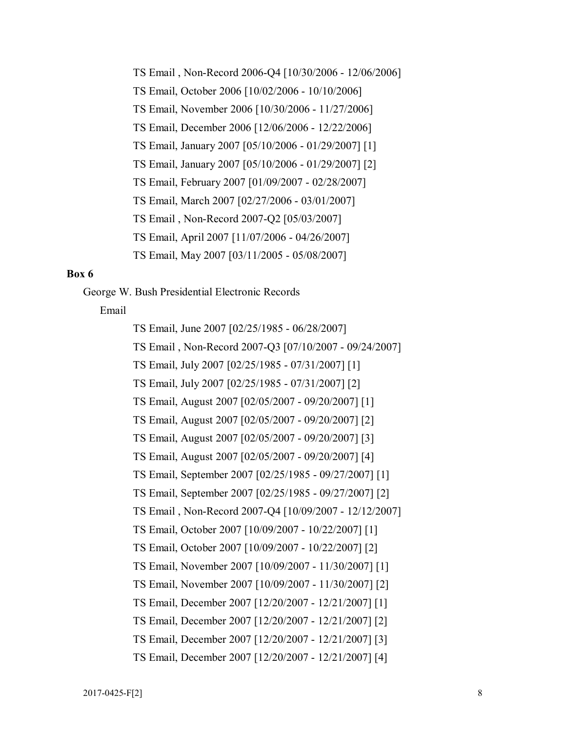TS Email , Non-Record 2006-Q4 [10/30/2006 - 12/06/2006]

TS Email, October 2006 [10/02/2006 - 10/10/2006]

TS Email, November 2006 [10/30/2006 - 11/27/2006]

TS Email, December 2006 [12/06/2006 - 12/22/2006]

TS Email, January 2007 [05/10/2006 - 01/29/2007] [1]

TS Email, January 2007 [05/10/2006 - 01/29/2007] [2]

TS Email, February 2007 [01/09/2007 - 02/28/2007]

TS Email, March 2007 [02/27/2006 - 03/01/2007]

TS Email , Non-Record 2007-Q2 [05/03/2007]

TS Email, April 2007 [11/07/2006 - 04/26/2007]

TS Email, May 2007 [03/11/2005 - 05/08/2007]

**Box 6**

George W. Bush Presidential Electronic Records

Email

TS Email, June 2007 [02/25/1985 - 06/28/2007]

TS Email , Non-Record 2007-Q3 [07/10/2007 - 09/24/2007]

TS Email, July 2007 [02/25/1985 - 07/31/2007] [1]

TS Email, July 2007 [02/25/1985 - 07/31/2007] [2]

TS Email, August 2007 [02/05/2007 - 09/20/2007] [1]

TS Email, August 2007 [02/05/2007 - 09/20/2007] [2]

TS Email, August 2007 [02/05/2007 - 09/20/2007] [3]

TS Email, August 2007 [02/05/2007 - 09/20/2007] [4]

TS Email, September 2007 [02/25/1985 - 09/27/2007] [1]

TS Email, September 2007 [02/25/1985 - 09/27/2007] [2]

TS Email , Non-Record 2007-Q4 [10/09/2007 - 12/12/2007]

TS Email, October 2007 [10/09/2007 - 10/22/2007] [1]

TS Email, October 2007 [10/09/2007 - 10/22/2007] [2]

TS Email, November 2007 [10/09/2007 - 11/30/2007] [1]

TS Email, November 2007 [10/09/2007 - 11/30/2007] [2]

TS Email, December 2007 [12/20/2007 - 12/21/2007] [1]

TS Email, December 2007 [12/20/2007 - 12/21/2007] [2]

TS Email, December 2007 [12/20/2007 - 12/21/2007] [3]

TS Email, December 2007 [12/20/2007 - 12/21/2007] [4]

2017-0425-F[2]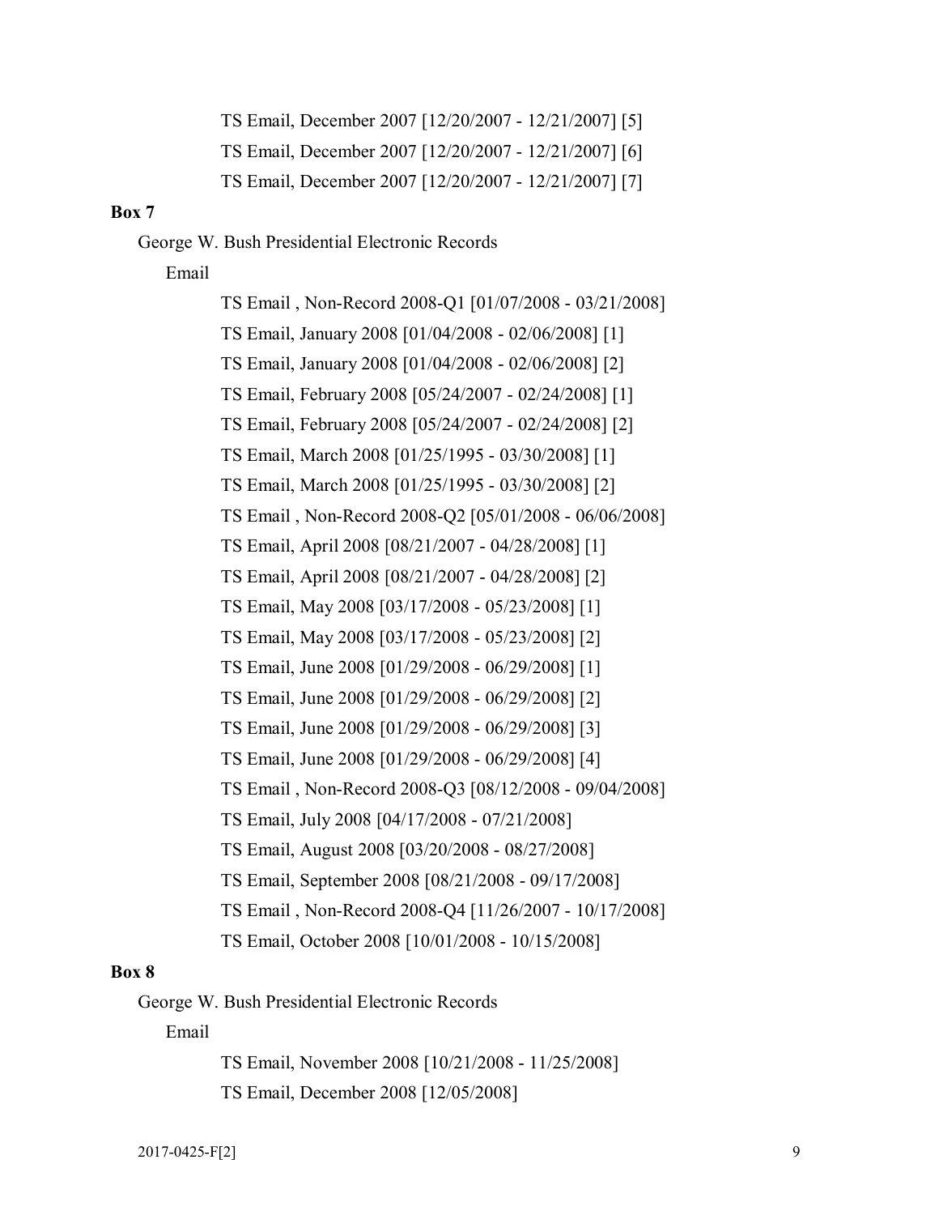TS Email, December 2007 [12/20/2007 - 12/21/2007] [5]

TS Email, December 2007 [12/20/2007 - 12/21/2007] [6]

TS Email, December 2007 [12/20/2007 - 12/21/2007] [7]

**Box 7**

George W. Bush Presidential Electronic Records

Email

TS Email , Non-Record 2008-Q1 [01/07/2008 - 03/21/2008]

TS Email, January 2008 [01/04/2008 - 02/06/2008] [1]

TS Email, January 2008 [01/04/2008 - 02/06/2008] [2]

TS Email, February 2008 [05/24/2007 - 02/24/2008] [1]

TS Email, February 2008 [05/24/2007 - 02/24/2008] [2]

TS Email, March 2008 [01/25/1995 - 03/30/2008] [1]

TS Email, March 2008 [01/25/1995 - 03/30/2008] [2]

TS Email , Non-Record 2008-Q2 [05/01/2008 - 06/06/2008]

TS Email, April 2008 [08/21/2007 - 04/28/2008] [1]

TS Email, April 2008 [08/21/2007 - 04/28/2008] [2]

TS Email, May 2008 [03/17/2008 - 05/23/2008] [1]

TS Email, May 2008 [03/17/2008 - 05/23/2008] [2]

TS Email, June 2008 [01/29/2008 - 06/29/2008] [1]

TS Email, June 2008 [01/29/2008 - 06/29/2008] [2]

TS Email, June 2008 [01/29/2008 - 06/29/2008] [3]

TS Email, June 2008 [01/29/2008 - 06/29/2008] [4]

TS Email , Non-Record 2008-Q3 [08/12/2008 - 09/04/2008]

TS Email, July 2008 [04/17/2008 - 07/21/2008]

TS Email, August 2008 [03/20/2008 - 08/27/2008]

TS Email, September 2008 [08/21/2008 - 09/17/2008]

TS Email , Non-Record 2008-Q4 [11/26/2007 - 10/17/2008]

TS Email, October 2008 [10/01/2008 - 10/15/2008]

**Box 8**

George W. Bush Presidential Electronic Records

Email

TS Email, November 2008 [10/21/2008 - 11/25/2008]

TS Email, December 2008 [12/05/2008]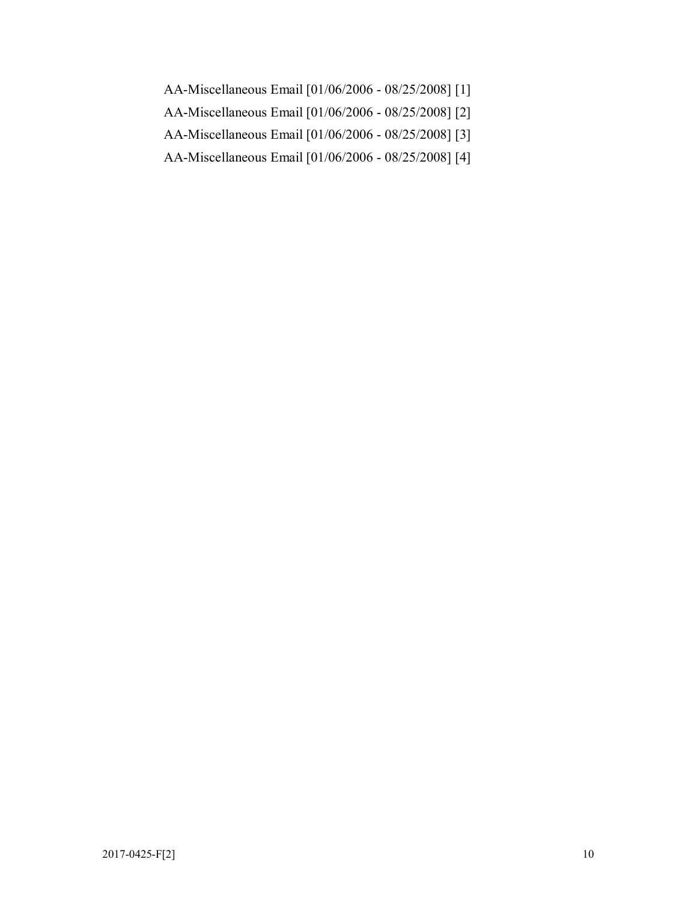AA-Miscellaneous Email [01/06/2006 - 08/25/2008] [1]

AA-Miscellaneous Email [01/06/2006 - 08/25/2008] [2]

AA-Miscellaneous Email [01/06/2006 - 08/25/2008] [3]

AA-Miscellaneous Email [01/06/2006 - 08/25/2008] [4]